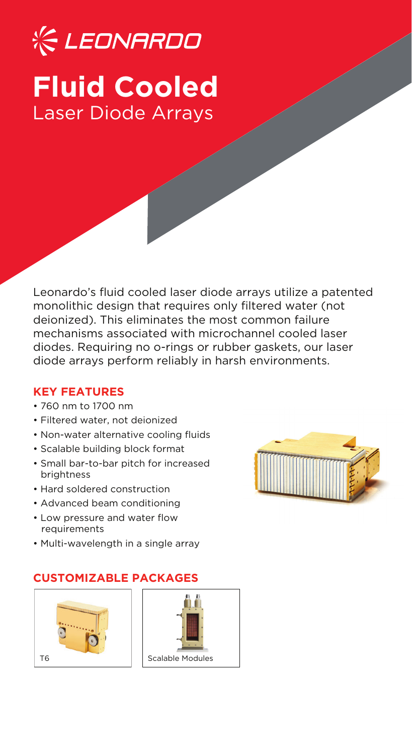LEONARDO

# Fluid Cooled

## Laser Diode Arrays

Leonardo's fluid cooled laser diode arrays utilize a patented monolithic design that requires only filtered water (not deionized). This eliminates the most common failure mechanisms associated with microchannel cooled laser diodes. Requiring no o-rings or rubber gaskets, our laser diode arrays perform reliably in harsh environments.

### KEY FEATURES

- 760 nm to 1700 nm
- Filtered water, not deionized
- Non-water alternative cooling fluids
- Scalable building block format
- Small bar-to-bar pitch for increased brightness
- Hard soldered construction
- Advanced beam conditioning
- Low pressure and water flow requirements
- Multi-wavelength in a single array

### CUSTOMIZABLE PACKAGES

T6

Scalable Modules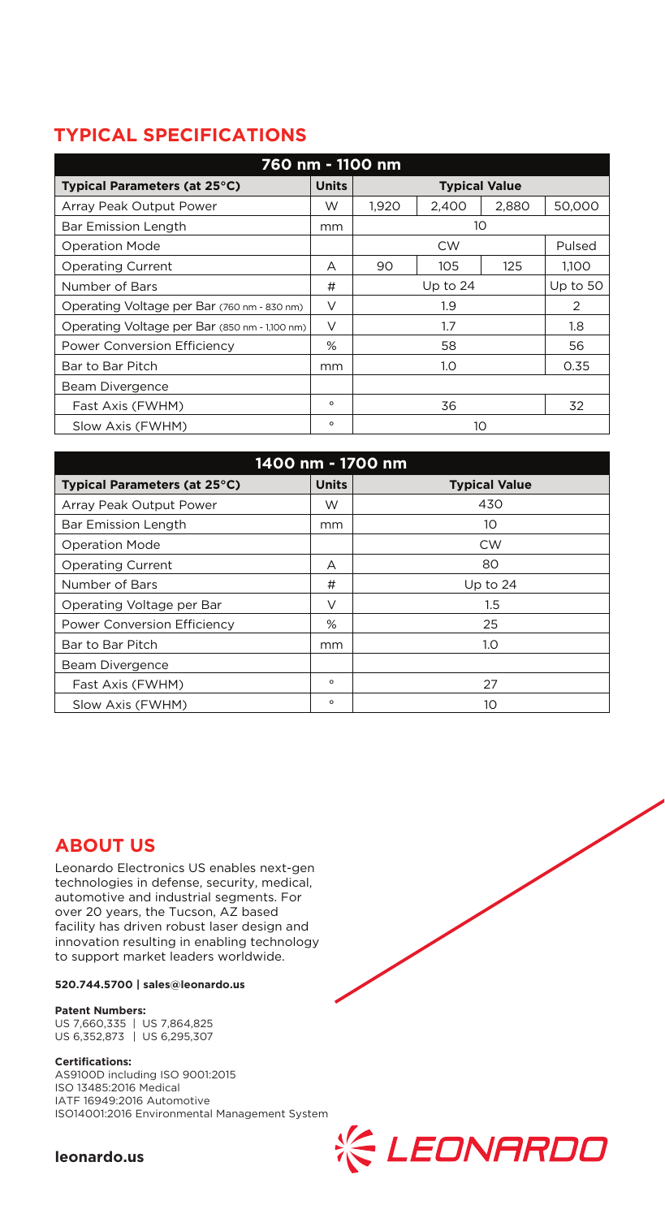## TYPICAL SPECIFICATIONS

| 760 nm - 1100 nm | | | | | |
|---|---|---|---|---|---|
| **Typical Parameters (at 25°C)** | **Units** | **Typical Value** | | | |
| Array Peak Output Power | W | 1,920 | 2,400 | 2,880 | 50,000 |
| Bar Emission Length | mm | 10 | | | |
| Operation Mode | | CW | | | Pulsed |
| Operating Current | A | 90 | 105 | 125 | 1,100 |
| Number of Bars | # | Up to 24 | | | Up to 50 |
| Operating Voltage per Bar (760 nm - 830 nm) | V | 1.9 | | | 2 |
| Operating Voltage per Bar (850 nm - 1,100 nm) | V | 1.7 | | | 1.8 |
| Power Conversion Efficiency | % | 58 | | | 56 |
| Bar to Bar Pitch | mm | 1.0 | | | 0.35 |
| Beam Divergence | | | | | |
| Fast Axis (FWHM) | ° | 36 | | | 32 |
| Slow Axis (FWHM) | ° | 10 | | | |

| 1400 nm - 1700 nm | | |
|---|---|---|
| **Typical Parameters (at 25°C)** | **Units** | **Typical Value** |
| Array Peak Output Power | W | 430 |
| Bar Emission Length | mm | 10 |
| Operation Mode | | CW |
| Operating Current | A | 80 |
| Number of Bars | # | Up to 24 |
| Operating Voltage per Bar | V | 1.5 |
| Power Conversion Efficiency | % | 25 |
| Bar to Bar Pitch | mm | 1.0 |
| Beam Divergence | | |
| Fast Axis (FWHM) | ° | 27 |
| Slow Axis (FWHM) | ° | 10 |

## ABOUT US

Leonardo Electronics US enables next-gen technologies in defense, security, medical, automotive and industrial segments. For over 20 years, the Tucson, AZ based facility has driven robust laser design and innovation resulting in enabling technology to support market leaders worldwide.

**520.744.5700 | sales@leonardo.us**

**Patent Numbers:**
US 7,660,335 | US 7,864,825
US 6,352,873 | US 6,295,307

**Certifications:**
AS9100D including ISO 9001:2015
ISO 13485:2016 Medical
IATF 16949:2016 Automotive
ISO14001:2016 Environmental Management System

**leonardo.us**

LEONARDO